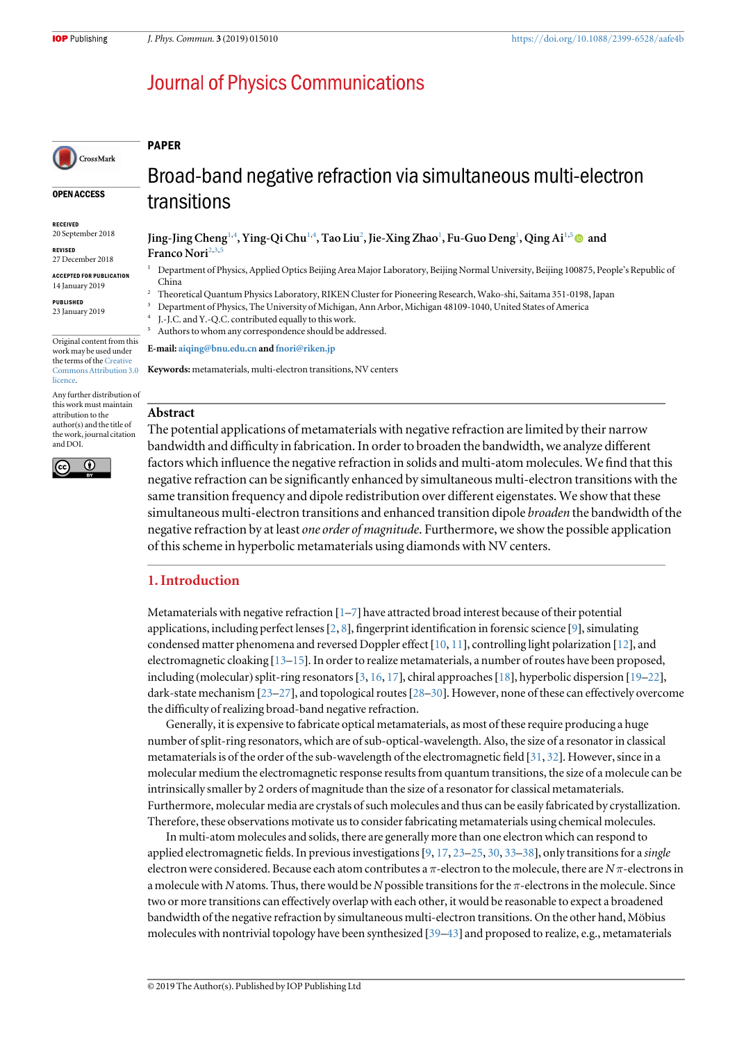Journal of Physics Communications

PAPER

# Broad-band negative refraction via simultaneous multi-electron transitions

OPEN ACCESS

RECEIVED
20 September 2018

REVISED
27 December 2018

ACCEPTED FOR PUBLICATION
14 January 2019

PUBLISHED
23 January 2019

Original content from this work may be used under the terms of the Creative Commons Attribution 3.0 licence.

Any further distribution of this work must maintain attribution to the author(s) and the title of the work, journal citation and DOI.

**Jing-Jing Cheng**[1,4], **Ying-Qi Chu**[1,4], **Tao Liu**[2], **Jie-Xing Zhao**[1], **Fu-Guo Deng**[1], **Qing Ai**[1,5] and **Franco Nori**[2,3,5]

[1] Department of Physics, Applied Optics Beijing Area Major Laboratory, Beijing Normal University, Beijing 100875, People's Republic of China
[2] Theoretical Quantum Physics Laboratory, RIKEN Cluster for Pioneering Research, Wako-shi, Saitama 351-0198, Japan
[3] Department of Physics, The University of Michigan, Ann Arbor, Michigan 48109-1040, United States of America
[4] J.-J.C. and Y.-Q.C. contributed equally to this work.
[5] Authors to whom any correspondence should be addressed.

**E-mail:** aiqing@bnu.edu.cn and fnori@riken.jp

**Keywords:** metamaterials, multi-electron transitions, NV centers

## Abstract

The potential applications of metamaterials with negative refraction are limited by their narrow bandwidth and difficulty in fabrication. In order to broaden the bandwidth, we analyze different factors which influence the negative refraction in solids and multi-atom molecules. We find that this negative refraction can be significantly enhanced by simultaneous multi-electron transitions with the same transition frequency and dipole redistribution over different eigenstates. We show that these simultaneous multi-electron transitions and enhanced transition dipole *broaden* the bandwidth of the negative refraction by at least *one order of magnitude*. Furthermore, we show the possible application of this scheme in hyperbolic metamaterials using diamonds with NV centers.

## 1. Introduction

Metamaterials with negative refraction [1–7] have attracted broad interest because of their potential applications, including perfect lenses [2, 8], fingerprint identification in forensic science [9], simulating condensed matter phenomena and reversed Doppler effect [10, 11], controlling light polarization [12], and electromagnetic cloaking [13–15]. In order to realize metamaterials, a number of routes have been proposed, including (molecular) split-ring resonators [3, 16, 17], chiral approaches [18], hyperbolic dispersion [19–22], dark-state mechanism [23–27], and topological routes [28–30]. However, none of these can effectively overcome the difficulty of realizing broad-band negative refraction.

Generally, it is expensive to fabricate optical metamaterials, as most of these require producing a huge number of split-ring resonators, which are of sub-optical-wavelength. Also, the size of a resonator in classical metamaterials is of the order of the sub-wavelength of the electromagnetic field [31, 32]. However, since in a molecular medium the electromagnetic response results from quantum transitions, the size of a molecule can be intrinsically smaller by 2 orders of magnitude than the size of a resonator for classical metamaterials. Furthermore, molecular media are crystals of such molecules and thus can be easily fabricated by crystallization. Therefore, these observations motivate us to consider fabricating metamaterials using chemical molecules.

In multi-atom molecules and solids, there are generally more than one electron which can respond to applied electromagnetic fields. In previous investigations [9, 17, 23–25, 30, 33–38], only transitions for a *single* electron were considered. Because each atom contributes a $\pi$-electron to the molecule, there are $N$ $\pi$-electrons in a molecule with $N$ atoms. Thus, there would be $N$ possible transitions for the $\pi$-electrons in the molecule. Since two or more transitions can effectively overlap with each other, it would be reasonable to expect a broadened bandwidth of the negative refraction by simultaneous multi-electron transitions. On the other hand, Möbius molecules with nontrivial topology have been synthesized [39–43] and proposed to realize, e.g., metamaterials

© 2019 The Author(s). Published by IOP Publishing Ltd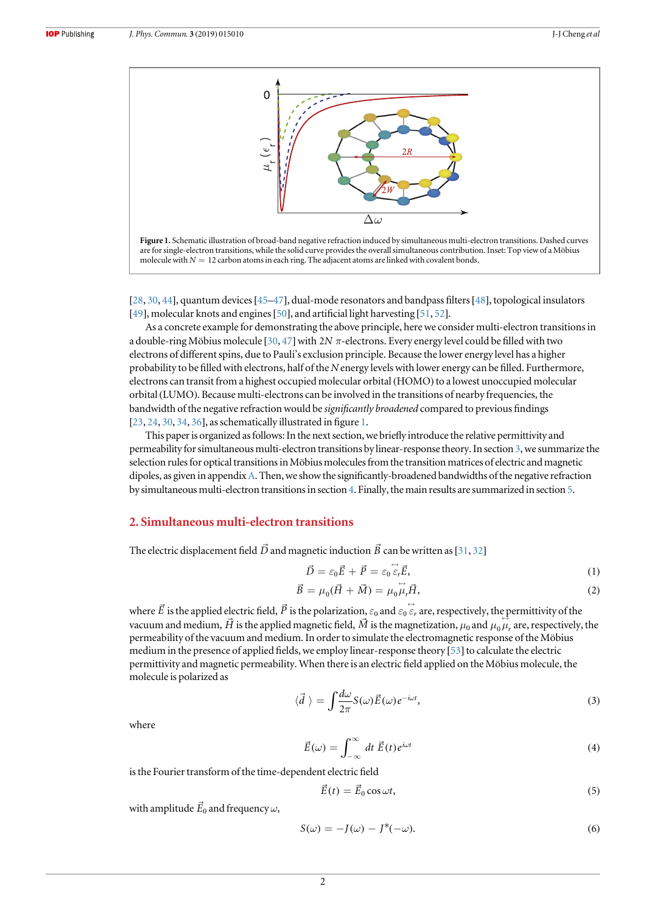**Figure 1.** Schematic illustration of broad-band negative refraction induced by simultaneous multi-electron transitions. Dashed curves are for single-electron transitions, while the solid curve provides the overall simultaneous contribution. Inset: Top view of a Möbius molecule with $N = 12$ carbon atoms in each ring. The adjacent atoms are linked with covalent bonds.

[28, 30, 44], quantum devices [45–47], dual-mode resonators and bandpass filters [48], topological insulators [49], molecular knots and engines [50], and artificial light harvesting [51, 52].

As a concrete example for demonstrating the above principle, here we consider multi-electron transitions in a double-ring Möbius molecule [30, 47] with $2N$ $\pi$-electrons. Every energy level could be filled with two electrons of different spins, due to Pauli's exclusion principle. Because the lower energy level has a higher probability to be filled with electrons, half of the $N$ energy levels with lower energy can be filled. Furthermore, electrons can transit from a highest occupied molecular orbital (HOMO) to a lowest unoccupied molecular orbital (LUMO). Because multi-electrons can be involved in the transitions of nearby frequencies, the bandwidth of the negative refraction would be *significantly broadened* compared to previous findings [23, 24, 30, 34, 36], as schematically illustrated in figure 1.

This paper is organized as follows: In the next section, we briefly introduce the relative permittivity and permeability for simultaneous multi-electron transitions by linear-response theory. In section 3, we summarize the selection rules for optical transitions in Möbius molecules from the transition matrices of electric and magnetic dipoles, as given in appendix A. Then, we show the significantly-broadened bandwidths of the negative refraction by simultaneous multi-electron transitions in section 4. Finally, the main results are summarized in section 5.

## 2. Simultaneous multi-electron transitions

The electric displacement field $\vec{D}$ and magnetic induction $\vec{B}$ can be written as [31, 32]

$$\vec{D} = \varepsilon_0 \vec{E} + \vec{P} = \varepsilon_0 \overleftrightarrow{\varepsilon}_r \vec{E}, \tag{1}$$

$$\vec{B} = \mu_0 (\vec{H} + \vec{M}) = \mu_0 \overleftrightarrow{\mu}_r \vec{H}, \tag{2}$$

where $\vec{E}$ is the applied electric field, $\vec{P}$ is the polarization, $\varepsilon_0$ and $\varepsilon_0 \overleftrightarrow{\varepsilon}_r$ are, respectively, the permittivity of the vacuum and medium, $\vec{H}$ is the applied magnetic field, $\vec{M}$ is the magnetization, $\mu_0$ and $\mu_0 \overleftrightarrow{\mu}_r$ are, respectively, the permeability of the vacuum and medium. In order to simulate the electromagnetic response of the Möbius medium in the presence of applied fields, we employ linear-response theory [53] to calculate the electric permittivity and magnetic permeability. When there is an electric field applied on the Möbius molecule, the molecule is polarized as

$$\langle \vec{d} \rangle = \int \frac{d\omega}{2\pi} S(\omega) \vec{E}(\omega) e^{-i\omega t}, \tag{3}$$

where

$$\vec{E}(\omega) = \int_{-\infty}^{\infty} dt \, \vec{E}(t) e^{i\omega t} \tag{4}$$

is the Fourier transform of the time-dependent electric field

$$\vec{E}(t) = \vec{E}_0 \cos \omega t, \tag{5}$$

with amplitude $\vec{E}_0$ and frequency $\omega$,

$$S(\omega) = -J(\omega) - J^*(-\omega). \tag{6}$$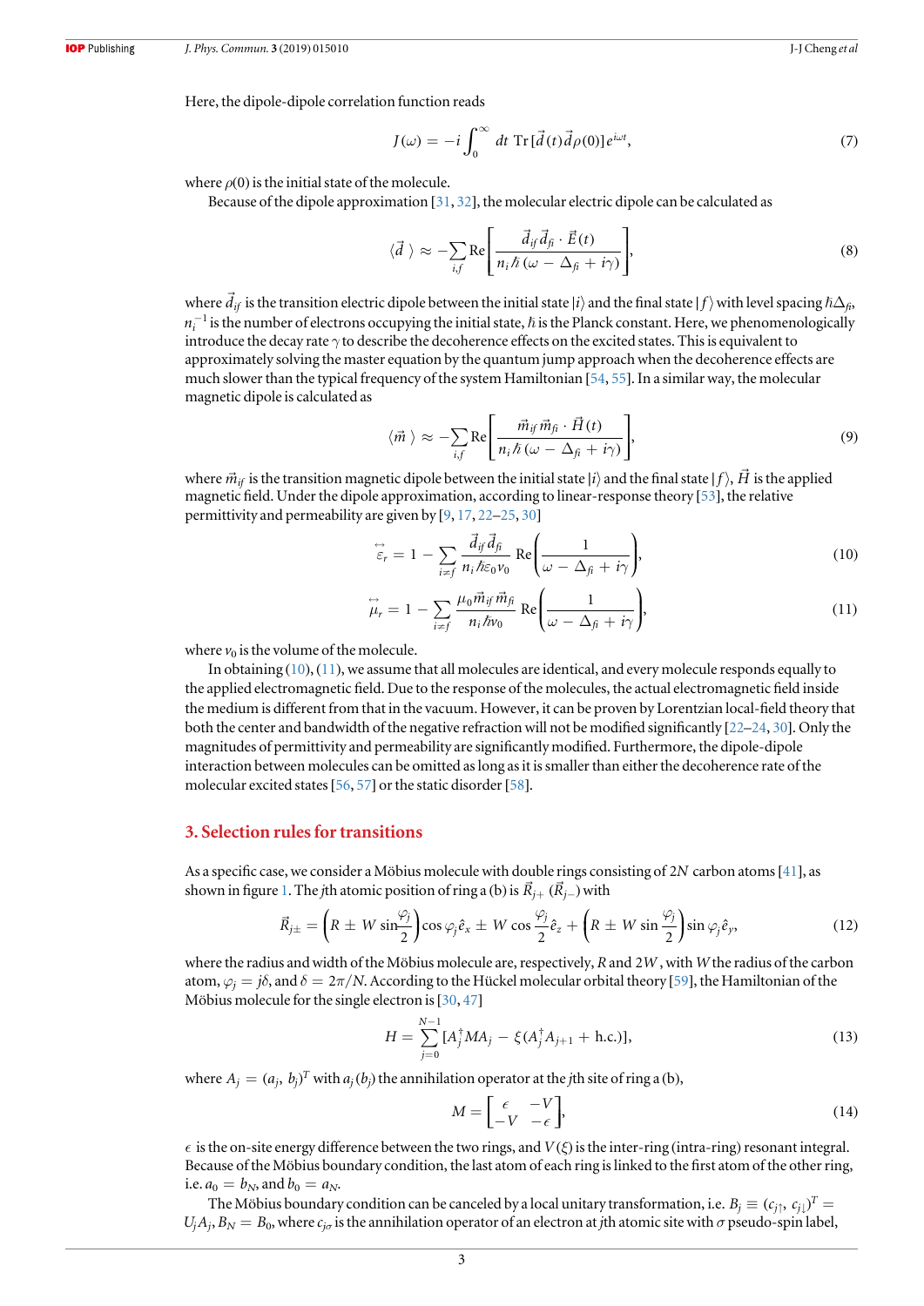Here, the dipole-dipole correlation function reads

$$J(\omega) = -i \int_0^\infty dt \ \mathrm{Tr}[\vec{d}(t)\vec{d}\rho(0)]e^{i\omega t}, \tag{7}$$

where $\rho(0)$ is the initial state of the molecule.

Because of the dipole approximation [31, 32], the molecular electric dipole can be calculated as

$$\langle \vec{d}\ \rangle \approx -\sum_{i,f} \mathrm{Re}\left[\frac{\vec{d}_{if}\vec{d}_{fi}\cdot\vec{E}(t)}{n_i\hbar(\omega-\Delta_{fi}+i\gamma)}\right], \tag{8}$$

where $\vec{d}_{if}$ is the transition electric dipole between the initial state $|i\rangle$ and the final state $|f\rangle$ with level spacing $\hbar\Delta_{fi}$, $n_i^{-1}$ is the number of electrons occupying the initial state, $\hbar$ is the Planck constant. Here, we phenomenologically introduce the decay rate $\gamma$ to describe the decoherence effects on the excited states. This is equivalent to approximately solving the master equation by the quantum jump approach when the decoherence effects are much slower than the typical frequency of the system Hamiltonian [54, 55]. In a similar way, the molecular magnetic dipole is calculated as

$$\langle \vec{m}\ \rangle \approx -\sum_{i,f} \mathrm{Re}\left[\frac{\vec{m}_{if}\vec{m}_{fi}\cdot\vec{H}(t)}{n_i\hbar(\omega-\Delta_{fi}+i\gamma)}\right], \tag{9}$$

where $\vec{m}_{if}$ is the transition magnetic dipole between the initial state $|i\rangle$ and the final state $|f\rangle$, $\vec{H}$ is the applied magnetic field. Under the dipole approximation, according to linear-response theory [53], the relative permittivity and permeability are given by [9, 17, 22–25, 30]

$$\overset{\leftrightarrow}{\varepsilon}_r = 1 - \sum_{i\neq f}\frac{\vec{d}_{if}\vec{d}_{fi}}{n_i\hbar\varepsilon_0 v_0}\,\mathrm{Re}\left(\frac{1}{\omega-\Delta_{fi}+i\gamma}\right), \tag{10}$$

$$\overset{\leftrightarrow}{\mu}_r = 1 - \sum_{i\neq f}\frac{\mu_0\vec{m}_{if}\vec{m}_{fi}}{n_i\hbar v_0}\,\mathrm{Re}\left(\frac{1}{\omega-\Delta_{fi}+i\gamma}\right), \tag{11}$$

where $v_0$ is the volume of the molecule.

In obtaining (10), (11), we assume that all molecules are identical, and every molecule responds equally to the applied electromagnetic field. Due to the response of the molecules, the actual electromagnetic field inside the medium is different from that in the vacuum. However, it can be proven by Lorentzian local-field theory that both the center and bandwidth of the negative refraction will not be modified significantly [22–24, 30]. Only the magnitudes of permittivity and permeability are significantly modified. Furthermore, the dipole-dipole interaction between molecules can be omitted as long as it is smaller than either the decoherence rate of the molecular excited states [56, 57] or the static disorder [58].

## 3. Selection rules for transitions

As a specific case, we consider a Möbius molecule with double rings consisting of $2N$ carbon atoms [41], as shown in figure 1. The $j$th atomic position of ring a (b) is $\vec{R}_{j+}$ ($\vec{R}_{j-}$) with

$$\vec{R}_{j\pm} = \left(R \pm W\sin\frac{\varphi_j}{2}\right)\cos\varphi_j\hat{e}_x \pm W\cos\frac{\varphi_j}{2}\hat{e}_z + \left(R \pm W\sin\frac{\varphi_j}{2}\right)\sin\varphi_j\hat{e}_y, \tag{12}$$

where the radius and width of the Möbius molecule are, respectively, $R$ and $2W$, with $W$ the radius of the carbon atom, $\varphi_j = j\delta$, and $\delta = 2\pi/N$. According to the Hückel molecular orbital theory [59], the Hamiltonian of the Möbius molecule for the single electron is [30, 47]

$$H = \sum_{j=0}^{N-1}[A_j^\dagger M A_j - \xi(A_j^\dagger A_{j+1} + \mathrm{h.c.})], \tag{13}$$

where $A_j = (a_j, b_j)^T$ with $a_j$ ($b_j$) the annihilation operator at the $j$th site of ring a (b),

$$M = \begin{bmatrix} \epsilon & -V \\ -V & -\epsilon \end{bmatrix}, \tag{14}$$

$\epsilon$ is the on-site energy difference between the two rings, and $V$ ($\xi$) is the inter-ring (intra-ring) resonant integral. Because of the Möbius boundary condition, the last atom of each ring is linked to the first atom of the other ring, i.e. $a_0 = b_N$, and $b_0 = a_N$.

The Möbius boundary condition can be canceled by a local unitary transformation, i.e. $B_j \equiv (c_{j\uparrow}, c_{j\downarrow})^T = U_j A_j$, $B_N = B_0$, where $c_{j\sigma}$ is the annihilation operator of an electron at $j$th atomic site with $\sigma$ pseudo-spin label,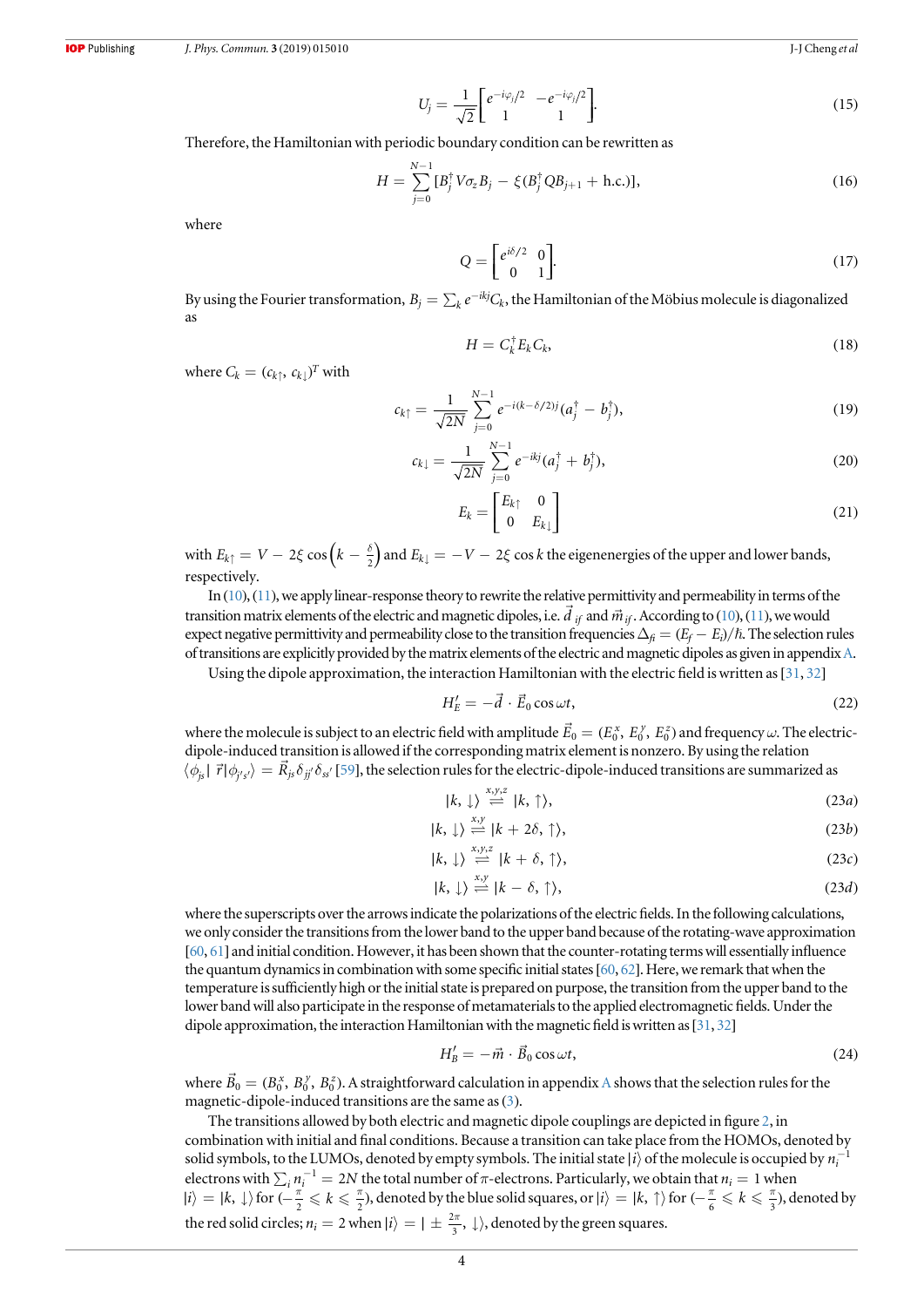$$U_j = \frac{1}{\sqrt{2}}\begin{bmatrix} e^{-i\varphi_j/2} & -e^{-i\varphi_j/2} \\ 1 & 1 \end{bmatrix}. \tag{15}$$

Therefore, the Hamiltonian with periodic boundary condition can be rewritten as

$$H = \sum_{j=0}^{N-1} [B_j^\dagger V \sigma_z B_j - \xi(B_j^\dagger Q B_{j+1} + \text{h.c.})], \tag{16}$$

where

$$Q = \begin{bmatrix} e^{i\delta/2} & 0 \\ 0 & 1 \end{bmatrix}. \tag{17}$$

By using the Fourier transformation, $B_j = \sum_k e^{-ikj} C_k$, the Hamiltonian of the Möbius molecule is diagonalized as

$$H = C_k^\dagger E_k C_k, \tag{18}$$

where $C_k = (c_{k\uparrow}, c_{k\downarrow})^T$ with

$$c_{k\uparrow} = \frac{1}{\sqrt{2N}} \sum_{j=0}^{N-1} e^{-i(k-\delta/2)j}(a_j^\dagger - b_j^\dagger), \tag{19}$$

$$c_{k\downarrow} = \frac{1}{\sqrt{2N}} \sum_{j=0}^{N-1} e^{-ikj}(a_j^\dagger + b_j^\dagger), \tag{20}$$

$$E_k = \begin{bmatrix} E_{k\uparrow} & 0 \\ 0 & E_{k\downarrow} \end{bmatrix} \tag{21}$$

with $E_{k\uparrow} = V - 2\xi \cos\left(k - \frac{\delta}{2}\right)$ and $E_{k\downarrow} = -V - 2\xi \cos k$ the eigenenergies of the upper and lower bands, respectively.

In (10), (11), we apply linear-response theory to rewrite the relative permittivity and permeability in terms of the transition matrix elements of the electric and magnetic dipoles, i.e. $\vec{d}_{if}$ and $\vec{m}_{if}$. According to (10), (11), we would expect negative permittivity and permeability close to the transition frequencies $\Delta_{fi} = (E_f - E_i)/\hbar$. The selection rules of transitions are explicitly provided by the matrix elements of the electric and magnetic dipoles as given in appendix A.

Using the dipole approximation, the interaction Hamiltonian with the electric field is written as [31, 32]

$$H_E' = -\vec{d} \cdot \vec{E}_0 \cos\omega t, \tag{22}$$

where the molecule is subject to an electric field with amplitude $\vec{E}_0 = (E_0^x, E_0^y, E_0^z)$ and frequency $\omega$. The electric-dipole-induced transition is allowed if the corresponding matrix element is nonzero. By using the relation $\langle \phi_{js} | \vec{r} | \phi_{j's'} \rangle = \vec{R}_{js} \delta_{jj'} \delta_{ss'}$ [59], the selection rules for the electric-dipole-induced transitions are summarized as

$$|k, \downarrow\rangle \overset{x,y,z}{\rightleftharpoons} |k, \uparrow\rangle, \tag{23a}$$

$$|k, \downarrow\rangle \overset{x,y}{\rightleftharpoons} |k + 2\delta, \uparrow\rangle, \tag{23b}$$

$$|k, \downarrow\rangle \overset{x,y,z}{\rightleftharpoons} |k + \delta, \uparrow\rangle, \tag{23c}$$

$$|k, \downarrow\rangle \overset{x,y}{\rightleftharpoons} |k - \delta, \uparrow\rangle, \tag{23d}$$

where the superscripts over the arrows indicate the polarizations of the electric fields. In the following calculations, we only consider the transitions from the lower band to the upper band because of the rotating-wave approximation [60, 61] and initial condition. However, it has been shown that the counter-rotating terms will essentially influence the quantum dynamics in combination with some specific initial states [60, 62]. Here, we remark that when the temperature is sufficiently high or the initial state is prepared on purpose, the transition from the upper band to the lower band will also participate in the response of metamaterials to the applied electromagnetic fields. Under the dipole approximation, the interaction Hamiltonian with the magnetic field is written as [31, 32]

$$H_B' = -\vec{m} \cdot \vec{B}_0 \cos\omega t, \tag{24}$$

where $\vec{B}_0 = (B_0^x, B_0^y, B_0^z)$. A straightforward calculation in appendix A shows that the selection rules for the magnetic-dipole-induced transitions are the same as (3).

The transitions allowed by both electric and magnetic dipole couplings are depicted in figure 2, in combination with initial and final conditions. Because a transition can take place from the HOMOs, denoted by solid symbols, to the LUMOs, denoted by empty symbols. The initial state $|i\rangle$ of the molecule is occupied by $n_i^{-1}$ electrons with $\sum_i n_i^{-1} = 2N$ the total number of $\pi$-electrons. Particularly, we obtain that $n_i = 1$ when $|i\rangle = |k, \downarrow\rangle$ for $(-\frac{\pi}{2} \leqslant k \leqslant \frac{\pi}{2})$, denoted by the blue solid squares, or $|i\rangle = |k, \uparrow\rangle$ for $(-\frac{\pi}{6} \leqslant k \leqslant \frac{\pi}{3})$, denoted by the red solid circles; $n_i = 2$ when $|i\rangle = |\pm\frac{2\pi}{3}, \downarrow\rangle$, denoted by the green squares.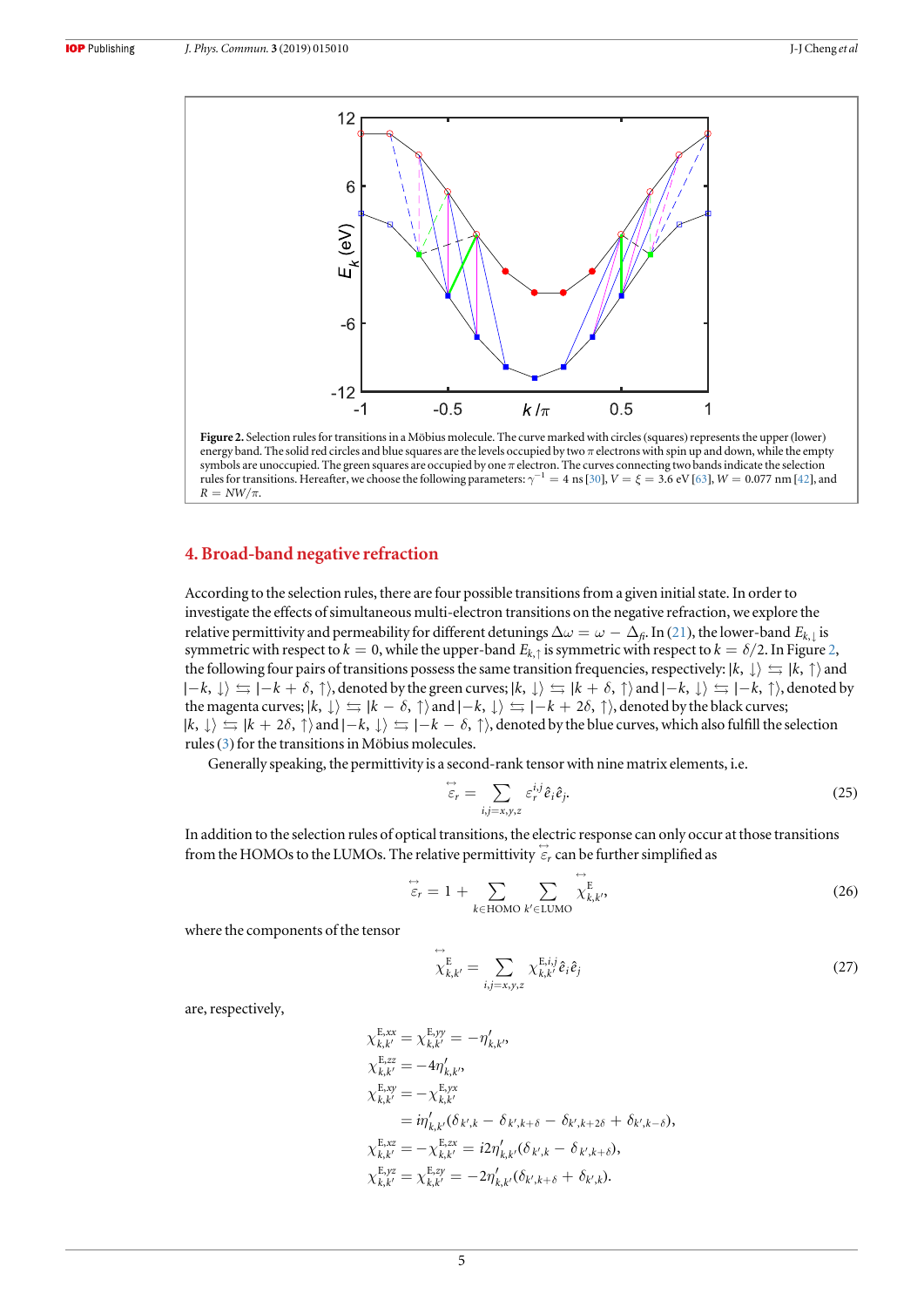**Figure 2.** Selection rules for transitions in a Möbius molecule. The curve marked with circles (squares) represents the upper (lower) energy band. The solid red circles and blue squares are the levels occupied by two $\pi$ electrons with spin up and down, while the empty symbols are unoccupied. The green squares are occupied by one $\pi$ electron. The curves connecting two bands indicate the selection rules for transitions. Hereafter, we choose the following parameters: $\gamma^{-1} = 4$ ns [30], $V = \xi = 3.6$ eV [63], $W = 0.077$ nm [42], and $R = NW/\pi$.

## 4. Broad-band negative refraction

According to the selection rules, there are four possible transitions from a given initial state. In order to investigate the effects of simultaneous multi-electron transitions on the negative refraction, we explore the relative permittivity and permeability for different detunings $\Delta\omega = \omega - \Delta_{fi}$. In (21), the lower-band $E_{k,\downarrow}$ is symmetric with respect to $k = 0$, while the upper-band $E_{k,\uparrow}$ is symmetric with respect to $k = \delta/2$. In Figure 2, the following four pairs of transitions possess the same transition frequencies, respectively: $|k, \downarrow\rangle \leftrightarrows |k, \uparrow\rangle$ and $|-k, \downarrow\rangle \leftrightarrows |-k + \delta, \uparrow\rangle$, denoted by the green curves; $|k, \downarrow\rangle \leftrightarrows |k + \delta, \uparrow\rangle$ and $|-k, \downarrow\rangle \leftrightarrows |-k, \uparrow\rangle$, denoted by the magenta curves; $|k, \downarrow\rangle \leftrightarrows |k - \delta, \uparrow\rangle$ and $|-k, \downarrow\rangle \leftrightarrows |-k + 2\delta, \uparrow\rangle$, denoted by the black curves; $|k, \downarrow\rangle \leftrightarrows |k + 2\delta, \uparrow\rangle$ and $|-k, \downarrow\rangle \leftrightarrows |-k - \delta, \uparrow\rangle$, denoted by the blue curves, which also fulfill the selection rules (3) for the transitions in Möbius molecules.

Generally speaking, the permittivity is a second-rank tensor with nine matrix elements, i.e.

$$\overleftrightarrow{\varepsilon}_r = \sum_{i,j=x,y,z} \varepsilon_r^{i,j} \hat{e}_i \hat{e}_j. \tag{25}$$

In addition to the selection rules of optical transitions, the electric response can only occur at those transitions from the HOMOs to the LUMOs. The relative permittivity $\overleftrightarrow{\varepsilon}_r$ can be further simplified as

$$\overleftrightarrow{\varepsilon}_r = 1 + \sum_{k \in \text{HOMO}} \sum_{k' \in \text{LUMO}} \overleftrightarrow{\chi}^{\text{E}}_{k,k'}, \tag{26}$$

where the components of the tensor

$$\overleftrightarrow{\chi}^{\text{E}}_{k,k'} = \sum_{i,j=x,y,z} \chi^{\text{E},i,j}_{k,k'} \hat{e}_i \hat{e}_j \tag{27}$$

are, respectively,

$$\begin{aligned}
\chi^{\text{E},xx}_{k,k'} &= \chi^{\text{E},yy}_{k,k'} = -\eta'_{k,k'}, \\
\chi^{\text{E},zz}_{k,k'} &= -4\eta'_{k,k'}, \\
\chi^{\text{E},xy}_{k,k'} &= -\chi^{\text{E},yx}_{k,k'} \\
&= i\eta'_{k,k'}(\delta_{k',k} - \delta_{k',k+\delta} - \delta_{k',k+2\delta} + \delta_{k',k-\delta}), \\
\chi^{\text{E},xz}_{k,k'} &= -\chi^{\text{E},zx}_{k,k'} = i2\eta'_{k,k'}(\delta_{k',k} - \delta_{k',k+\delta}), \\
\chi^{\text{E},yz}_{k,k'} &= \chi^{\text{E},zy}_{k,k'} = -2\eta'_{k,k'}(\delta_{k',k+\delta} + \delta_{k',k}).
\end{aligned}$$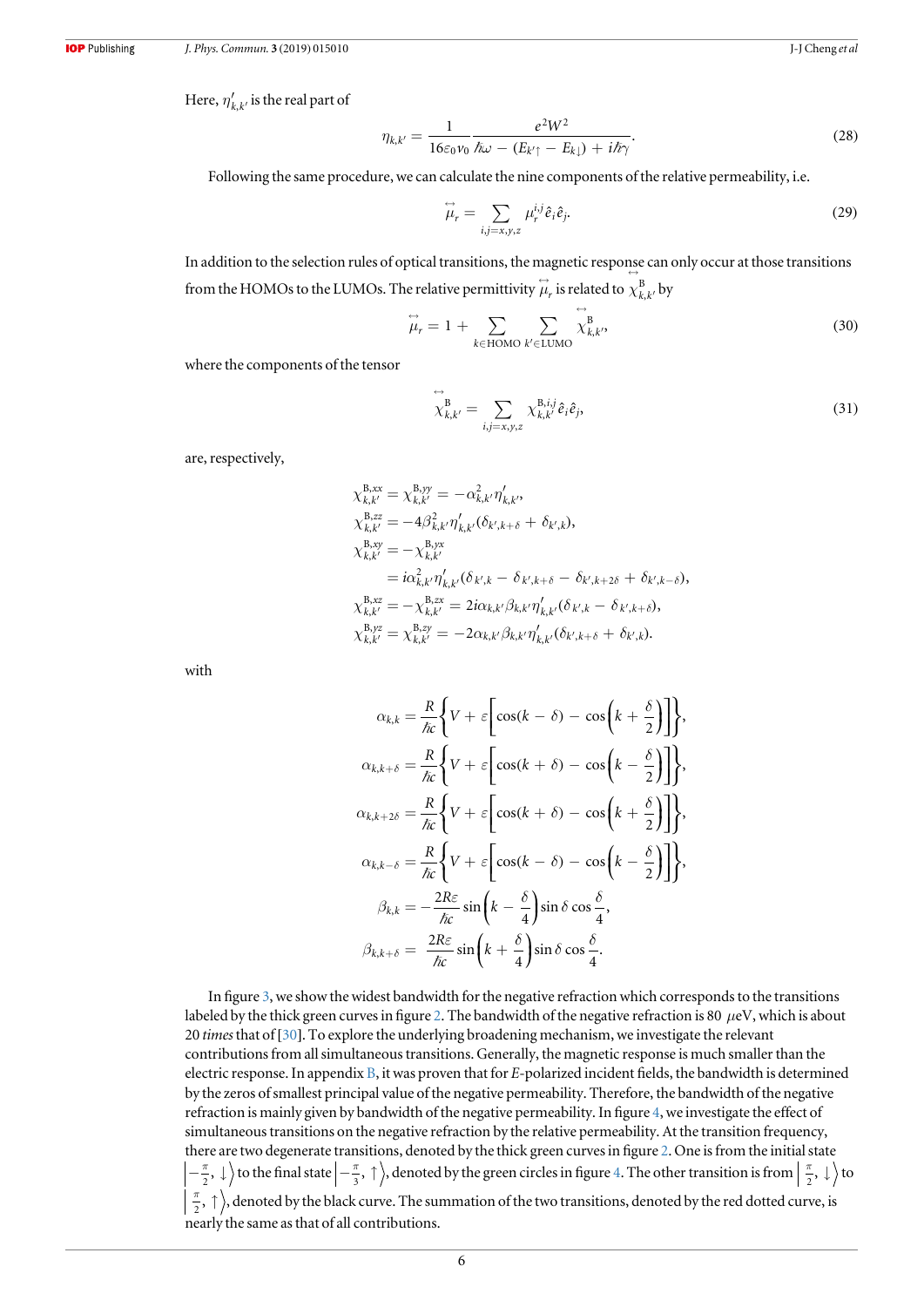Here, $\eta'_{k,k'}$ is the real part of

$$\eta_{k,k'} = \frac{1}{16\varepsilon_0 v_0} \frac{e^2 W^2}{\hbar\omega - (E_{k'\uparrow} - E_{k\downarrow}) + i\hbar\gamma}. \tag{28}$$

Following the same procedure, we can calculate the nine components of the relative permeability, i.e.

$$\overleftrightarrow{\mu}_r = \sum_{i,j=x,y,z} \mu_r^{i,j} \hat{e}_i \hat{e}_j. \tag{29}$$

In addition to the selection rules of optical transitions, the magnetic response can only occur at those transitions from the HOMOs to the LUMOs. The relative permittivity $\overleftrightarrow{\mu}_r$ is related to $\overleftrightarrow{\chi}^{\mathrm{B}}_{k,k'}$ by

$$\overleftrightarrow{\mu}_r = 1 + \sum_{k \in \mathrm{HOMO}} \sum_{k' \in \mathrm{LUMO}} \overleftrightarrow{\chi}^{\mathrm{B}}_{k,k'}, \tag{30}$$

where the components of the tensor

$$\overleftrightarrow{\chi}^{\mathrm{B}}_{k,k'} = \sum_{i,j=x,y,z} \chi^{\mathrm{B},i,j}_{k,k'} \hat{e}_i \hat{e}_j, \tag{31}$$

are, respectively,

$$\begin{aligned}
\chi^{\mathrm{B},xx}_{k,k'} &= \chi^{\mathrm{B},yy}_{k,k'} = -\alpha^2_{k,k'} \eta'_{k,k'}, \\
\chi^{\mathrm{B},zz}_{k,k'} &= -4\beta^2_{k,k'} \eta'_{k,k'} (\delta_{k',k+\delta} + \delta_{k',k}), \\
\chi^{\mathrm{B},xy}_{k,k'} &= -\chi^{\mathrm{B},yx}_{k,k'} \\
&= i\alpha^2_{k,k'} \eta'_{k,k'} (\delta_{k',k} - \delta_{k',k+\delta} - \delta_{k',k+2\delta} + \delta_{k',k-\delta}), \\
\chi^{\mathrm{B},xz}_{k,k'} &= -\chi^{\mathrm{B},zx}_{k,k'} = 2i\alpha_{k,k'} \beta_{k,k'} \eta'_{k,k'} (\delta_{k',k} - \delta_{k',k+\delta}), \\
\chi^{\mathrm{B},yz}_{k,k'} &= \chi^{\mathrm{B},zy}_{k,k'} = -2\alpha_{k,k'} \beta_{k,k'} \eta'_{k,k'} (\delta_{k',k+\delta} + \delta_{k',k}).
\end{aligned}$$

with

$$\begin{aligned}
\alpha_{k,k} &= \frac{R}{\hbar c}\left\{V + \varepsilon\left[\cos(k - \delta) - \cos\left(k + \frac{\delta}{2}\right)\right]\right\}, \\
\alpha_{k,k+\delta} &= \frac{R}{\hbar c}\left\{V + \varepsilon\left[\cos(k + \delta) - \cos\left(k - \frac{\delta}{2}\right)\right]\right\}, \\
\alpha_{k,k+2\delta} &= \frac{R}{\hbar c}\left\{V + \varepsilon\left[\cos(k + \delta) - \cos\left(k + \frac{\delta}{2}\right)\right]\right\}, \\
\alpha_{k,k-\delta} &= \frac{R}{\hbar c}\left\{V + \varepsilon\left[\cos(k - \delta) - \cos\left(k - \frac{\delta}{2}\right)\right]\right\}, \\
\beta_{k,k} &= -\frac{2R\varepsilon}{\hbar c} \sin\left(k - \frac{\delta}{4}\right) \sin\delta \cos\frac{\delta}{4}, \\
\beta_{k,k+\delta} &= \frac{2R\varepsilon}{\hbar c} \sin\left(k + \frac{\delta}{4}\right) \sin\delta \cos\frac{\delta}{4}.
\end{aligned}$$

In figure 3, we show the widest bandwidth for the negative refraction which corresponds to the transitions labeled by the thick green curves in figure 2. The bandwidth of the negative refraction is 80 $\mu$eV, which is about 20 *times* that of [30]. To explore the underlying broadening mechanism, we investigate the relevant contributions from all simultaneous transitions. Generally, the magnetic response is much smaller than the electric response. In appendix B, it was proven that for *E*-polarized incident fields, the bandwidth is determined by the zeros of smallest principal value of the negative permeability. Therefore, the bandwidth of the negative refraction is mainly given by bandwidth of the negative permeability. In figure 4, we investigate the effect of simultaneous transitions on the negative refraction by the relative permeability. At the transition frequency, there are two degenerate transitions, denoted by the thick green curves in figure 2. One is from the initial state $\left|-\frac{\pi}{2}, \downarrow\right\rangle$ to the final state $\left|-\frac{\pi}{3}, \uparrow\right\rangle$, denoted by the green circles in figure 4. The other transition is from $\left|\frac{\pi}{2}, \downarrow\right\rangle$ to $\left|\frac{\pi}{2}, \uparrow\right\rangle$, denoted by the black curve. The summation of the two transitions, denoted by the red dotted curve, is nearly the same as that of all contributions.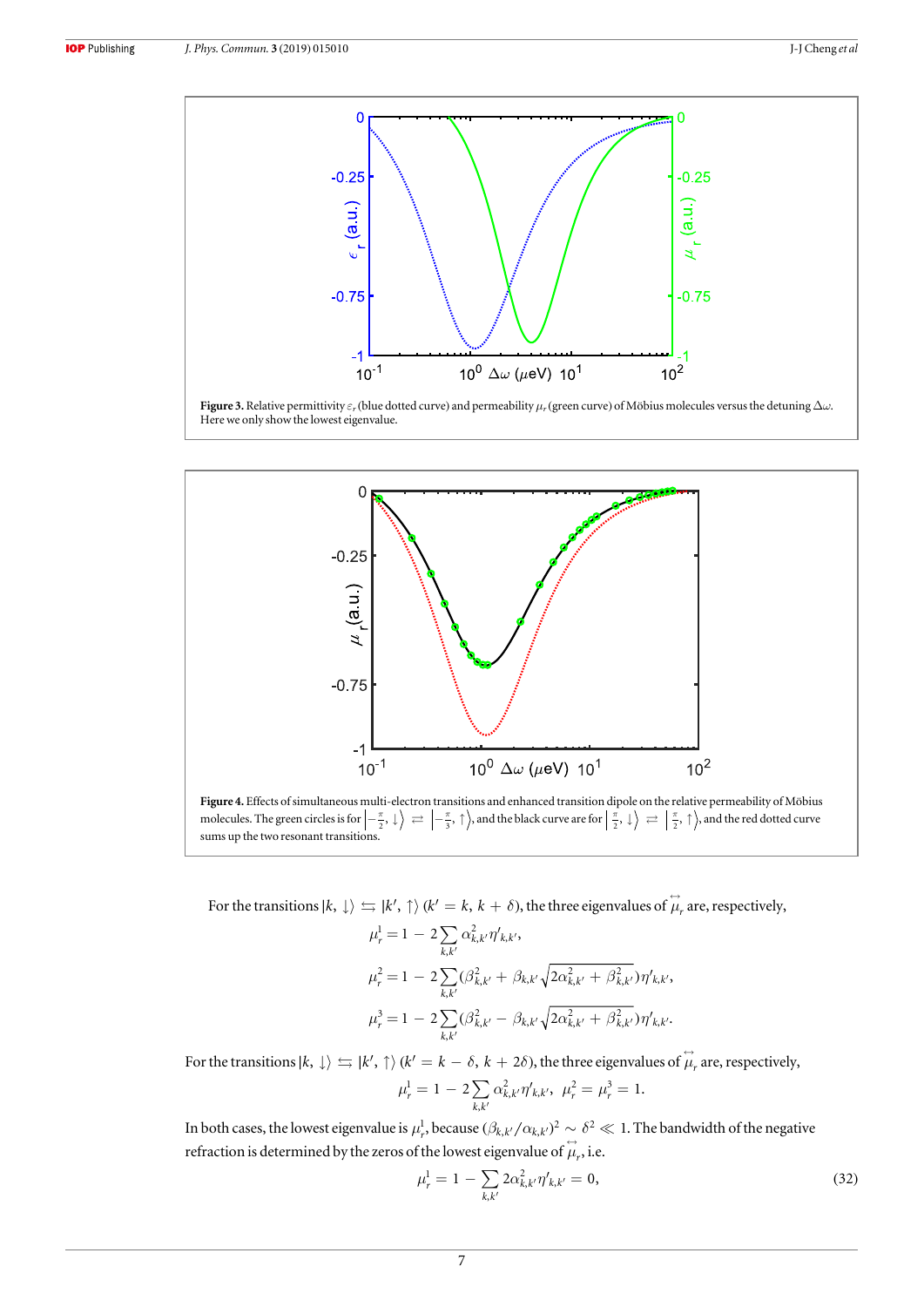**Figure 3.** Relative permittivity $\varepsilon_r$ (blue dotted curve) and permeability $\mu_r$ (green curve) of Möbius molecules versus the detuning $\Delta\omega$. Here we only show the lowest eigenvalue.

**Figure 4.** Effects of simultaneous multi-electron transitions and enhanced transition dipole on the relative permeability of Möbius molecules. The green circles is for $\left|-\frac{\pi}{2}, \downarrow\right\rangle \rightleftarrows \left|-\frac{\pi}{3}, \uparrow\right\rangle$, and the black curve are for $\left|\frac{\pi}{2}, \downarrow\right\rangle \rightleftarrows \left|\frac{\pi}{2}, \uparrow\right\rangle$, and the red dotted curve sums up the two resonant transitions.

For the transitions $|k, \downarrow\rangle \leftrightarrows |k', \uparrow\rangle$ ($k' = k, k + \delta$), the three eigenvalues of $\overleftrightarrow{\mu}_r$ are, respectively,

$$\mu_r^1 = 1 - 2\sum_{k,k'} \alpha_{k,k'}^2 \eta'_{k,k'},$$

$$\mu_r^2 = 1 - 2\sum_{k,k'} (\beta_{k,k'}^2 + \beta_{k,k'}\sqrt{2\alpha_{k,k'}^2 + \beta_{k,k'}^2})\eta'_{k,k'},$$

$$\mu_r^3 = 1 - 2\sum_{k,k'} (\beta_{k,k'}^2 - \beta_{k,k'}\sqrt{2\alpha_{k,k'}^2 + \beta_{k,k'}^2})\eta'_{k,k'}.$$

For the transitions $|k, \downarrow\rangle \leftrightarrows |k', \uparrow\rangle$ ($k' = k - \delta, k + 2\delta$), the three eigenvalues of $\overleftrightarrow{\mu}_r$ are, respectively,

$$\mu_r^1 = 1 - 2\sum_{k,k'} \alpha_{k,k'}^2 \eta'_{k,k'}, \quad \mu_r^2 = \mu_r^3 = 1.$$

In both cases, the lowest eigenvalue is $\mu_r^1$, because $(\beta_{k,k'}/\alpha_{k,k'})^2 \sim \delta^2 \ll 1$. The bandwidth of the negative refraction is determined by the zeros of the lowest eigenvalue of $\overleftrightarrow{\mu}_r$, i.e.

$$\mu_r^1 = 1 - \sum_{k,k'} 2\alpha_{k,k'}^2 \eta'_{k,k'} = 0, \tag{32}$$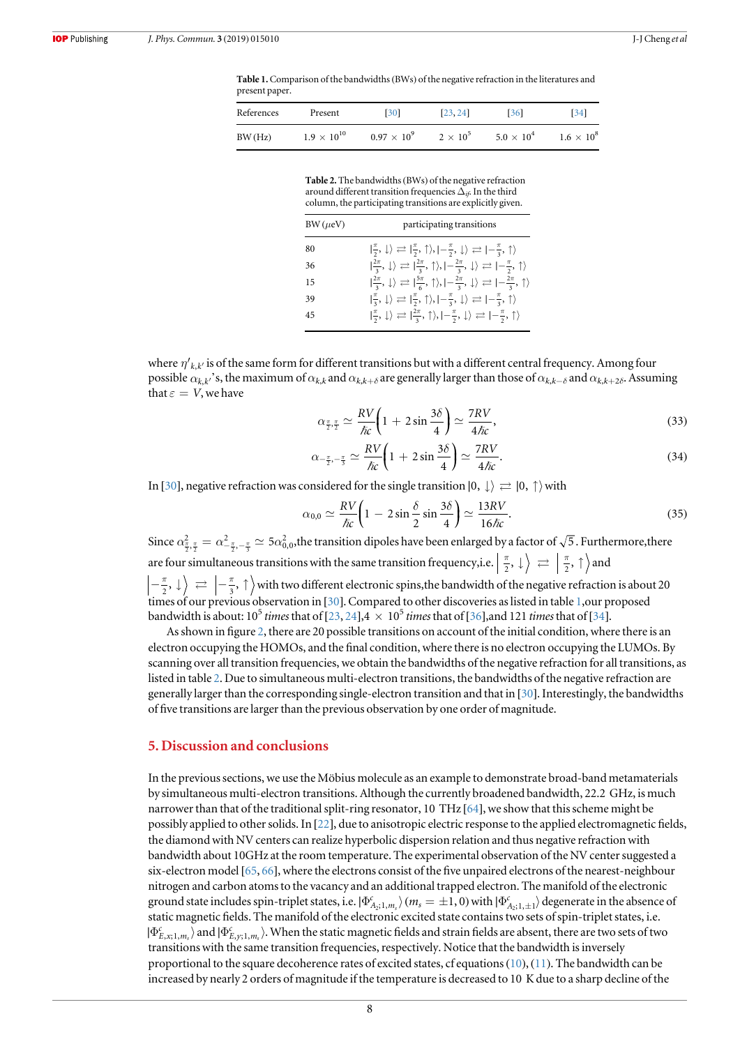**Table 1.** Comparison of the bandwidths (BWs) of the negative refraction in the literatures and present paper.

| References | Present | [30] | [23, 24] | [36] | [34] |
|---|---|---|---|---|---|
| BW (Hz) | $1.9 \times 10^{10}$ | $0.97 \times 10^{9}$ | $2 \times 10^{5}$ | $5.0 \times 10^{4}$ | $1.6 \times 10^{8}$ |

**Table 2.** The bandwidths (BWs) of the negative refraction around different transition frequencies $\Delta_{if}$. In the third column, the participating transitions are explicitly given.

| BW ($\mu$eV) | participating transitions |
|---|---|
| 80 | $\lvert\frac{\pi}{2},\downarrow\rangle \rightleftarrows \lvert\frac{\pi}{2},\uparrow\rangle, \lvert-\frac{\pi}{2},\downarrow\rangle \rightleftarrows \lvert-\frac{\pi}{3},\uparrow\rangle$ |
| 36 | $\lvert\frac{2\pi}{3},\downarrow\rangle \rightleftarrows \lvert\frac{2\pi}{3},\uparrow\rangle, \lvert-\frac{2\pi}{3},\downarrow\rangle \rightleftarrows \lvert-\frac{\pi}{2},\uparrow\rangle$ |
| 15 | $\lvert\frac{2\pi}{3},\downarrow\rangle \rightleftarrows \lvert\frac{5\pi}{6},\uparrow\rangle, \lvert-\frac{2\pi}{3},\downarrow\rangle \rightleftarrows \lvert-\frac{2\pi}{3},\uparrow\rangle$ |
| 39 | $\lvert\frac{\pi}{3},\downarrow\rangle \rightleftarrows \lvert\frac{\pi}{2},\uparrow\rangle, \lvert-\frac{\pi}{3},\downarrow\rangle \rightleftarrows \lvert-\frac{\pi}{3},\uparrow\rangle$ |
| 45 | $\lvert\frac{\pi}{2},\downarrow\rangle \rightleftarrows \lvert\frac{2\pi}{3},\uparrow\rangle, \lvert-\frac{\pi}{2},\downarrow\rangle \rightleftarrows \lvert-\frac{\pi}{2},\uparrow\rangle$ |

where $\eta'_{k,k'}$ is of the same form for different transitions but with a different central frequency. Among four possible $\alpha_{k,k'}$'s, the maximum of $\alpha_{k,k}$ and $\alpha_{k,k+\delta}$ are generally larger than those of $\alpha_{k,k-\delta}$ and $\alpha_{k,k+2\delta}$. Assuming that $\varepsilon = V$, we have

$$\alpha_{\frac{\pi}{2},\frac{\pi}{2}} \simeq \frac{RV}{\hbar c}\left(1 + 2\sin\frac{3\delta}{4}\right) \simeq \frac{7RV}{4\hbar c}, \tag{33}$$

$$\alpha_{-\frac{\pi}{2},-\frac{\pi}{3}} \simeq \frac{RV}{\hbar c}\left(1 + 2\sin\frac{3\delta}{4}\right) \simeq \frac{7RV}{4\hbar c}. \tag{34}$$

In [30], negative refraction was considered for the single transition $|0, \downarrow\rangle \rightleftarrows |0, \uparrow\rangle$ with

$$\alpha_{0,0} \simeq \frac{RV}{\hbar c}\left(1 - 2\sin\frac{\delta}{2}\sin\frac{3\delta}{4}\right) \simeq \frac{13RV}{16\hbar c}. \tag{35}$$

Since $\alpha^2_{\frac{\pi}{2},\frac{\pi}{2}} = \alpha^2_{-\frac{\pi}{2},-\frac{\pi}{3}} \simeq 5\alpha^2_{0,0}$,the transition dipoles have been enlarged by a factor of $\sqrt{5}$. Furthermore,there are four simultaneous transitions with the same transition frequency,i.e. $\left|\frac{\pi}{2},\downarrow\right\rangle \rightleftarrows \left|\frac{\pi}{2},\uparrow\right\rangle$ and $\left|-\frac{\pi}{2},\downarrow\right\rangle \rightleftarrows \left|-\frac{\pi}{3},\uparrow\right\rangle$ with two different electronic spins,the bandwidth of the negative refraction is about 20 times of our previous observation in [30]. Compared to other discoveries as listed in table 1,our proposed bandwidth is about: $10^5$ *times* that of [23, 24],$4 \times 10^5$ *times* that of [36],and 121 *times* that of [34].

As shown in figure 2, there are 20 possible transitions on account of the initial condition, where there is an electron occupying the HOMOs, and the final condition, where there is no electron occupying the LUMOs. By scanning over all transition frequencies, we obtain the bandwidths of the negative refraction for all transitions, as listed in table 2. Due to simultaneous multi-electron transitions, the bandwidths of the negative refraction are generally larger than the corresponding single-electron transition and that in [30]. Interestingly, the bandwidths of five transitions are larger than the previous observation by one order of magnitude.

## 5. Discussion and conclusions

In the previous sections, we use the Möbius molecule as an example to demonstrate broad-band metamaterials by simultaneous multi-electron transitions. Although the currently broadened bandwidth, 22.2 GHz, is much narrower than that of the traditional split-ring resonator, 10 THz [64], we show that this scheme might be possibly applied to other solids. In [22], due to anisotropic electric response to the applied electromagnetic fields, the diamond with NV centers can realize hyperbolic dispersion relation and thus negative refraction with bandwidth about 10GHz at the room temperature. The experimental observation of the NV center suggested a six-electron model [65, 66], where the electrons consist of the five unpaired electrons of the nearest-neighbour nitrogen and carbon atoms to the vacancy and an additional trapped electron. The manifold of the electronic ground state includes spin-triplet states, i.e. $|\Phi^c_{A_2;1,m_s}\rangle$ ($m_s = \pm 1, 0$) with $|\Phi^c_{A_2;1,\pm 1}\rangle$ degenerate in the absence of static magnetic fields. The manifold of the electronic excited state contains two sets of spin-triplet states, i.e. $|\Phi^c_{E,x;1,m_s}\rangle$ and $|\Phi^c_{E,y;1,m_s}\rangle$. When the static magnetic fields and strain fields are absent, there are two sets of two transitions with the same transition frequencies, respectively. Notice that the bandwidth is inversely proportional to the square decoherence rates of excited states, cf equations (10), (11). The bandwidth can be increased by nearly 2 orders of magnitude if the temperature is decreased to 10 K due to a sharp decline of the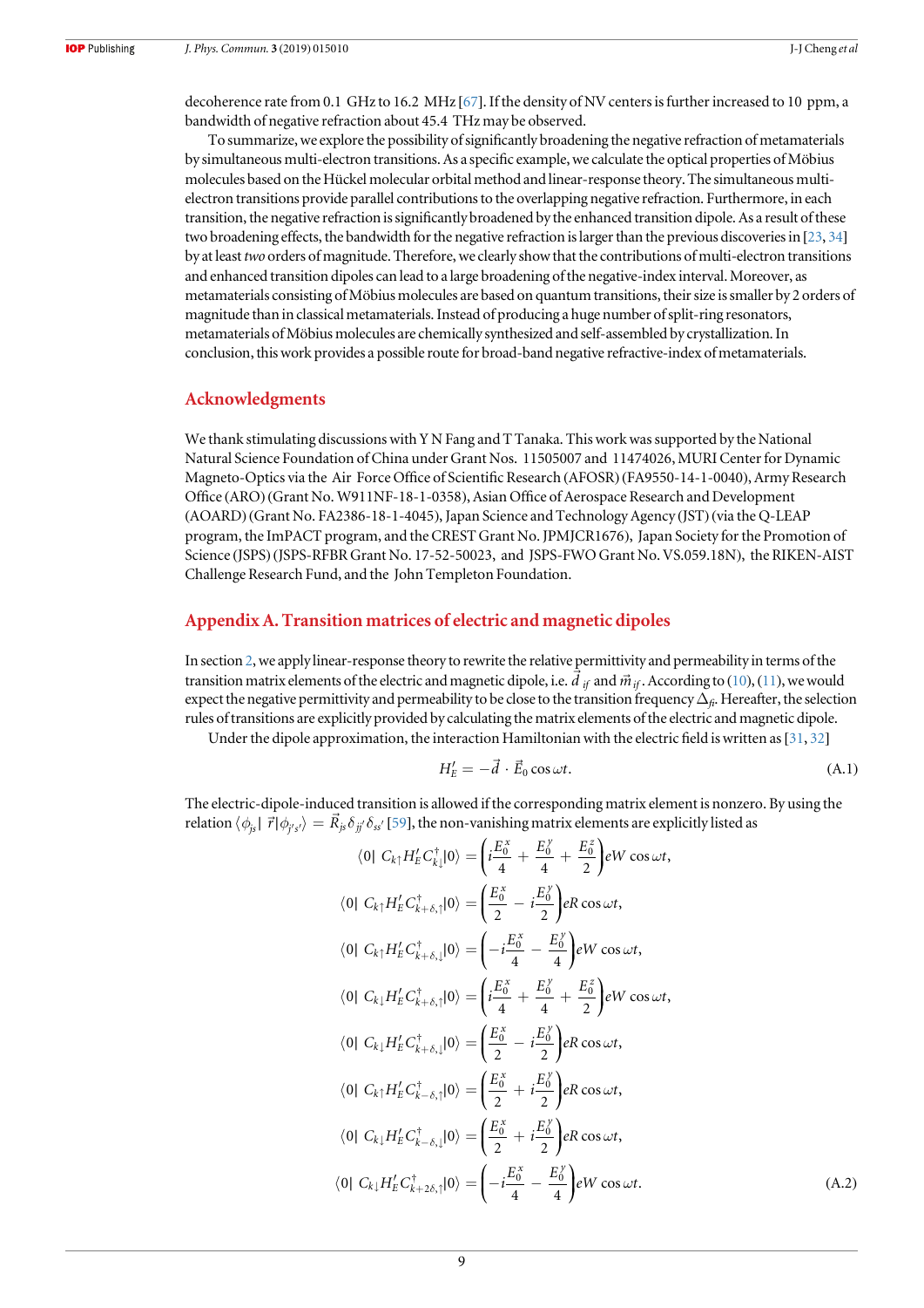decoherence rate from 0.1 GHz to 16.2 MHz [67]. If the density of NV centers is further increased to 10 ppm, a bandwidth of negative refraction about 45.4 THz may be observed.

To summarize, we explore the possibility of significantly broadening the negative refraction of metamaterials by simultaneous multi-electron transitions. As a specific example, we calculate the optical properties of Möbius molecules based on the Hückel molecular orbital method and linear-response theory. The simultaneous multi-electron transitions provide parallel contributions to the overlapping negative refraction. Furthermore, in each transition, the negative refraction is significantly broadened by the enhanced transition dipole. As a result of these two broadening effects, the bandwidth for the negative refraction is larger than the previous discoveries in [23, 34] by at least *two* orders of magnitude. Therefore, we clearly show that the contributions of multi-electron transitions and enhanced transition dipoles can lead to a large broadening of the negative-index interval. Moreover, as metamaterials consisting of Möbius molecules are based on quantum transitions, their size is smaller by 2 orders of magnitude than in classical metamaterials. Instead of producing a huge number of split-ring resonators, metamaterials of Möbius molecules are chemically synthesized and self-assembled by crystallization. In conclusion, this work provides a possible route for broad-band negative refractive-index of metamaterials.

## Acknowledgments

We thank stimulating discussions with Y N Fang and T Tanaka. This work was supported by the National Natural Science Foundation of China under Grant Nos. 11505007 and 11474026, MURI Center for Dynamic Magneto-Optics via the Air Force Office of Scientific Research (AFOSR) (FA9550-14-1-0040), Army Research Office (ARO) (Grant No. W911NF-18-1-0358), Asian Office of Aerospace Research and Development (AOARD) (Grant No. FA2386-18-1-4045), Japan Science and Technology Agency (JST) (via the Q-LEAP program, the ImPACT program, and the CREST Grant No. JPMJCR1676), Japan Society for the Promotion of Science (JSPS) (JSPS-RFBR Grant No. 17-52-50023, and JSPS-FWO Grant No. VS.059.18N), the RIKEN-AIST Challenge Research Fund, and the John Templeton Foundation.

## Appendix A. Transition matrices of electric and magnetic dipoles

In section 2, we apply linear-response theory to rewrite the relative permittivity and permeability in terms of the transition matrix elements of the electric and magnetic dipole, i.e. $\vec{d}_{if}$ and $\vec{m}_{if}$. According to (10), (11), we would expect the negative permittivity and permeability to be close to the transition frequency $\Delta_{fi}$. Hereafter, the selection rules of transitions are explicitly provided by calculating the matrix elements of the electric and magnetic dipole.

Under the dipole approximation, the interaction Hamiltonian with the electric field is written as [31, 32]

$$H_E' = -\vec{d} \cdot \vec{E}_0 \cos\omega t. \tag{A.1}$$

The electric-dipole-induced transition is allowed if the corresponding matrix element is nonzero. By using the relation $\langle \phi_{js} | \vec{r} | \phi_{j's'} \rangle = \vec{R}_{js} \delta_{jj'} \delta_{ss'}$ [59], the non-vanishing matrix elements are explicitly listed as

$$\begin{aligned}
\langle 0 | C_{k\uparrow} H_E' C_{k,\downarrow}^\dagger | 0 \rangle &= \left( i\frac{E_0^x}{4} + \frac{E_0^y}{4} + \frac{E_0^z}{2} \right) eW \cos\omega t, \\
\langle 0 | C_{k\uparrow} H_E' C_{k+\delta,\uparrow}^\dagger | 0 \rangle &= \left( \frac{E_0^x}{2} - i\frac{E_0^y}{2} \right) eR \cos\omega t, \\
\langle 0 | C_{k\uparrow} H_E' C_{k+\delta,\downarrow}^\dagger | 0 \rangle &= \left( -i\frac{E_0^x}{4} - \frac{E_0^y}{4} \right) eW \cos\omega t, \\
\langle 0 | C_{k\downarrow} H_E' C_{k+\delta,\uparrow}^\dagger | 0 \rangle &= \left( i\frac{E_0^x}{4} + \frac{E_0^y}{4} + \frac{E_0^z}{2} \right) eW \cos\omega t, \\
\langle 0 | C_{k\downarrow} H_E' C_{k+\delta,\downarrow}^\dagger | 0 \rangle &= \left( \frac{E_0^x}{2} - i\frac{E_0^y}{2} \right) eR \cos\omega t, \\
\langle 0 | C_{k\uparrow} H_E' C_{k-\delta,\uparrow}^\dagger | 0 \rangle &= \left( \frac{E_0^x}{2} + i\frac{E_0^y}{2} \right) eR \cos\omega t, \\
\langle 0 | C_{k\downarrow} H_E' C_{k-\delta,\downarrow}^\dagger | 0 \rangle &= \left( \frac{E_0^x}{2} + i\frac{E_0^y}{2} \right) eR \cos\omega t, \\
\langle 0 | C_{k\downarrow} H_E' C_{k+2\delta,\uparrow}^\dagger | 0 \rangle &= \left( -i\frac{E_0^x}{4} - \frac{E_0^y}{4} \right) eW \cos\omega t.
\end{aligned} \tag{A.2}$$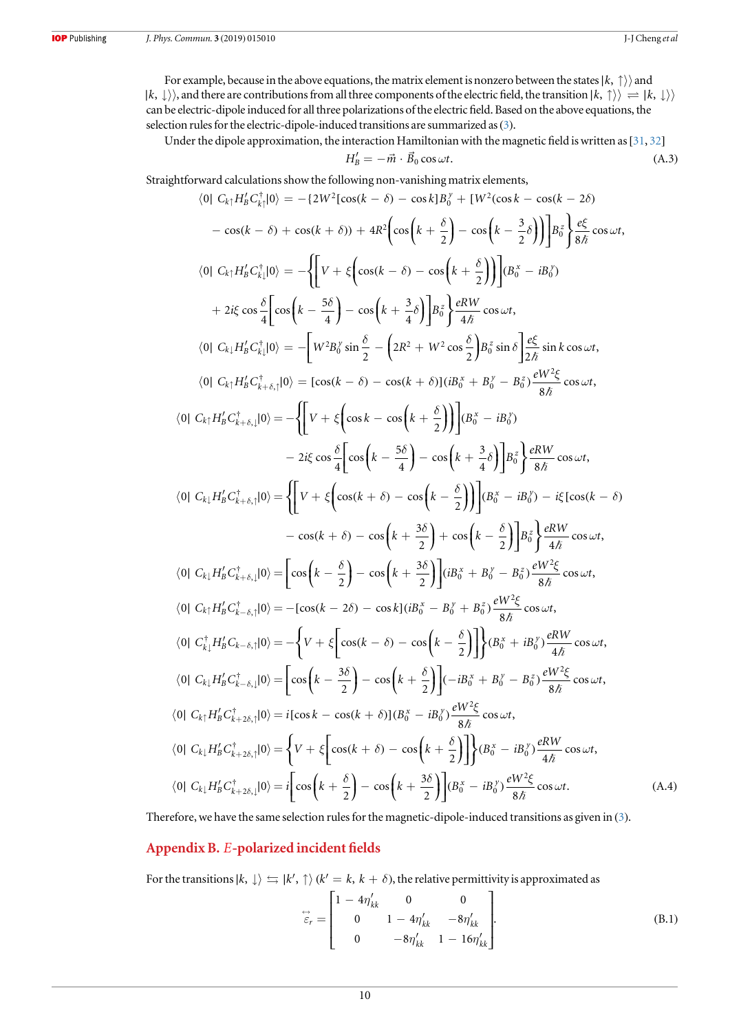For example, because in the above equations, the matrix element is nonzero between the states $|k, \uparrow\rangle\rangle$ and $|k, \downarrow\rangle\rangle$, and there are contributions from all three components of the electric field, the transition $|k, \uparrow\rangle\rangle \rightleftharpoons |k, \downarrow\rangle\rangle$ can be electric-dipole induced for all three polarizations of the electric field. Based on the above equations, the selection rules for the electric-dipole-induced transitions are summarized as (3).

Under the dipole approximation, the interaction Hamiltonian with the magnetic field is written as [31, 32]

$$H_B' = -\vec{m} \cdot \vec{B}_0 \cos\omega t. \tag{A.3}$$

Straightforward calculations show the following non-vanishing matrix elements,

$$\begin{aligned}
\langle 0|\ C_{k\uparrow} H_B' C_{k\uparrow}^\dagger |0\rangle &= -\{2W^2[\cos(k-\delta) - \cos k]B_0^y + [W^2(\cos k - \cos(k-2\delta)\\
&\quad - \cos(k-\delta) + \cos(k+\delta)) + 4R^2\left(\cos\left(k+\frac{\delta}{2}\right) - \cos\left(k-\frac{3}{2}\delta\right)\right)\Big]B_0^z\Big\}\frac{e\xi}{8\hbar}\cos\omega t,\\
\langle 0|\ C_{k\uparrow} H_B' C_{k\downarrow}^\dagger |0\rangle &= -\left\{\left[V + \xi\left(\cos(k-\delta) - \cos\left(k+\frac{\delta}{2}\right)\right)\right](B_0^x - iB_0^y)\right.\\
&\quad \left. + 2i\xi\cos\frac{\delta}{4}\left[\cos\left(k-\frac{5\delta}{4}\right) - \cos\left(k+\frac{3}{4}\delta\right)\right]B_0^z\right\}\frac{eRW}{4\hbar}\cos\omega t,\\
\langle 0|\ C_{k\downarrow} H_B' C_{k\downarrow}^\dagger |0\rangle &= -\left[W^2 B_0^y \sin\frac{\delta}{2} - \left(2R^2 + W^2\cos\frac{\delta}{2}\right)B_0^z \sin\delta\right]\frac{e\xi}{2\hbar}\sin k\cos\omega t,\\
\langle 0|\ C_{k\uparrow} H_B' C_{k+\delta,\uparrow}^\dagger |0\rangle &= [\cos(k-\delta) - \cos(k+\delta)](iB_0^x + B_0^y - B_0^z)\frac{eW^2\xi}{8\hbar}\cos\omega t,\\
\langle 0|\ C_{k\uparrow} H_B' C_{k+\delta,\downarrow}^\dagger |0\rangle &= -\left\{\left[V + \xi\left(\cos k - \cos\left(k+\frac{\delta}{2}\right)\right)\right](B_0^x - iB_0^y)\right.\\
&\quad \left. - 2i\xi\cos\frac{\delta}{4}\left[\cos\left(k-\frac{5\delta}{4}\right) - \cos\left(k+\frac{3}{4}\delta\right)\right]B_0^z\right\}\frac{eRW}{8\hbar}\cos\omega t,\\
\langle 0|\ C_{k\downarrow} H_B' C_{k+\delta,\uparrow}^\dagger |0\rangle &= \left\{\left[V + \xi\left(\cos(k+\delta) - \cos\left(k-\frac{\delta}{2}\right)\right)\right](B_0^x - iB_0^y) - i\xi[\cos(k-\delta)\right.\\
&\quad \left. - \cos(k+\delta) - \cos\left(k+\frac{3\delta}{2}\right) + \cos\left(k-\frac{\delta}{2}\right)\right]B_0^z\Big\}\frac{eRW}{4\hbar}\cos\omega t,\\
\langle 0|\ C_{k\downarrow} H_B' C_{k+\delta,\downarrow}^\dagger |0\rangle &= \left[\cos\left(k-\frac{\delta}{2}\right) - \cos\left(k+\frac{3\delta}{2}\right)\right](iB_0^x + B_0^y - B_0^z)\frac{eW^2\xi}{8\hbar}\cos\omega t,\\
\langle 0|\ C_{k\uparrow} H_B' C_{k-\delta,\uparrow}^\dagger |0\rangle &= -[\cos(k-2\delta) - \cos k](iB_0^x - B_0^y + B_0^z)\frac{eW^2\xi}{8\hbar}\cos\omega t,\\
\langle 0|\ C_{k\downarrow}^\dagger H_B' C_{k-\delta,\uparrow} |0\rangle &= -\left\{V + \xi\left[\cos(k-\delta) - \cos\left(k-\frac{\delta}{2}\right)\right]\right\}(B_0^x + iB_0^y)\frac{eRW}{4\hbar}\cos\omega t,\\
\langle 0|\ C_{k\downarrow} H_B' C_{k-\delta,\downarrow}^\dagger |0\rangle &= \left[\cos\left(k-\frac{3\delta}{2}\right) - \cos\left(k+\frac{\delta}{2}\right)\right](-iB_0^x + B_0^y - B_0^z)\frac{eW^2\xi}{8\hbar}\cos\omega t,\\
\langle 0|\ C_{k\uparrow} H_B' C_{k+2\delta,\uparrow}^\dagger |0\rangle &= i[\cos k - \cos(k+\delta)](B_0^x - iB_0^y)\frac{eW^2\xi}{8\hbar}\cos\omega t,\\
\langle 0|\ C_{k\downarrow} H_B' C_{k+2\delta,\uparrow}^\dagger |0\rangle &= \left\{V + \xi\left[\cos(k+\delta) - \cos\left(k+\frac{\delta}{2}\right)\right]\right\}(B_0^x - iB_0^y)\frac{eRW}{4\hbar}\cos\omega t,\\
\langle 0|\ C_{k\downarrow} H_B' C_{k+2\delta,\downarrow}^\dagger |0\rangle &= i\left[\cos\left(k+\frac{\delta}{2}\right) - \cos\left(k+\frac{3\delta}{2}\right)\right](B_0^x - iB_0^y)\frac{eW^2\xi}{8\hbar}\cos\omega t.
\end{aligned} \tag{A.4}$$

Therefore, we have the same selection rules for the magnetic-dipole-induced transitions as given in (3).

## Appendix B. $E$-polarized incident fields

For the transitions $|k, \downarrow\rangle \leftrightarrows |k', \uparrow\rangle$ ($k' = k, k + \delta$), the relative permittivity is approximated as

$$\overleftrightarrow{\varepsilon}_r = \begin{bmatrix} 1 - 4\eta'_{kk} & 0 & 0 \\ 0 & 1 - 4\eta'_{kk} & -8\eta'_{kk} \\ 0 & -8\eta'_{kk} & 1 - 16\eta'_{kk} \end{bmatrix}. \tag{B.1}$$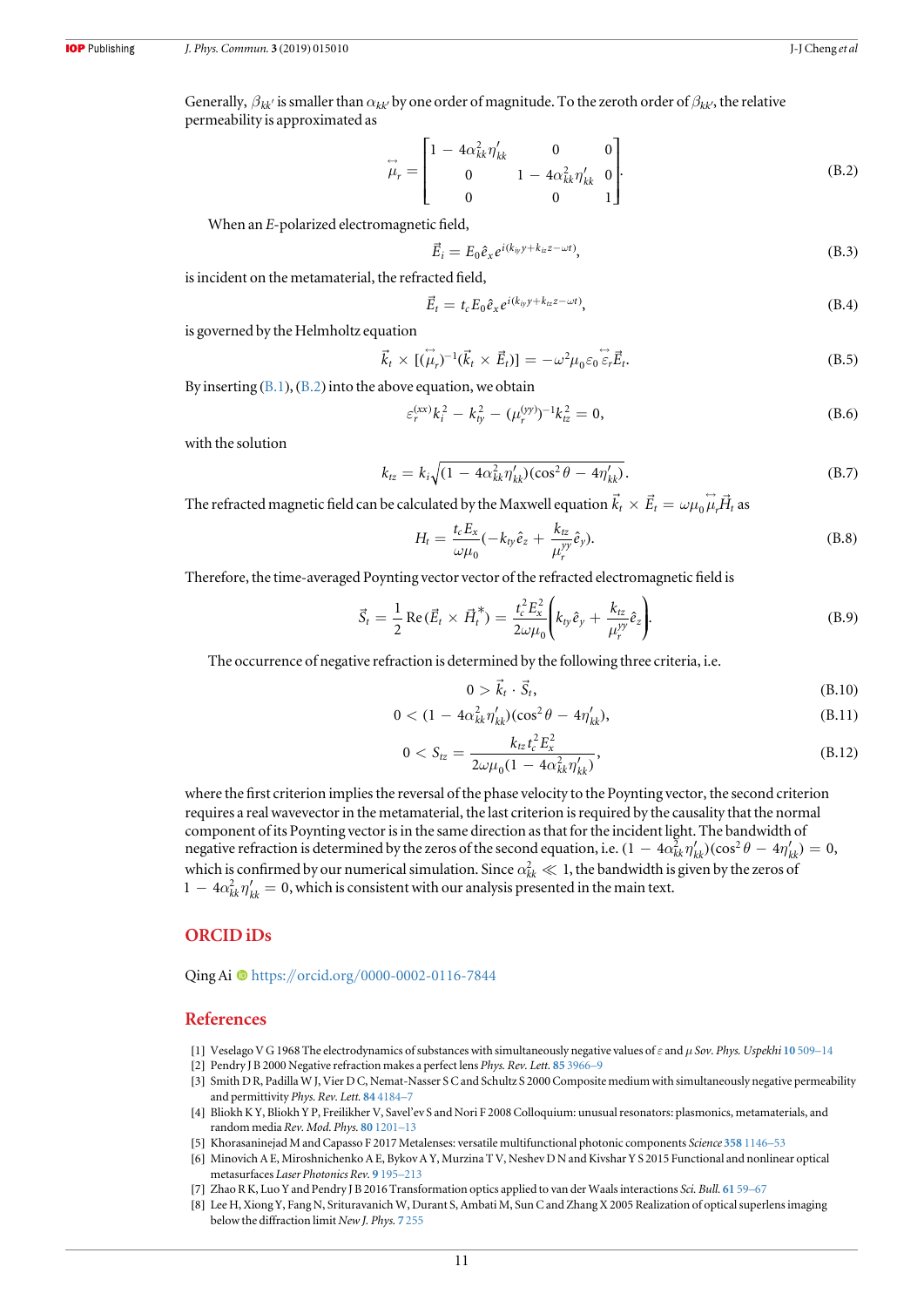Generally, $\beta_{kk'}$ is smaller than $\alpha_{kk'}$ by one order of magnitude. To the zeroth order of $\beta_{kk'}$, the relative permeability is approximated as

$$\overleftrightarrow{\mu}_r = \begin{bmatrix} 1 - 4\alpha_{kk}^2\eta'_{kk} & 0 & 0 \\ 0 & 1 - 4\alpha_{kk}^2\eta'_{kk} & 0 \\ 0 & 0 & 1 \end{bmatrix}. \tag{B.2}$$

When an $E$-polarized electromagnetic field,

$$\vec{E}_i = E_0 \hat{e}_x e^{i(k_{iy}y + k_{iz}z - \omega t)}, \tag{B.3}$$

is incident on the metamaterial, the refracted field,

$$\vec{E}_t = t_c E_0 \hat{e}_x e^{i(k_{ty}y + k_{tz}z - \omega t)}, \tag{B.4}$$

is governed by the Helmholtz equation

$$\vec{k}_t \times [(\overleftrightarrow{\mu}_r)^{-1}(\vec{k}_t \times \vec{E}_t)] = -\omega^2 \mu_0 \varepsilon_0 \overleftrightarrow{\varepsilon}_r \vec{E}_t. \tag{B.5}$$

By inserting (B.1), (B.2) into the above equation, we obtain

$$\varepsilon_r^{(xx)} k_i^2 - k_{ty}^2 - (\mu_r^{(yy)})^{-1} k_{tz}^2 = 0, \tag{B.6}$$

with the solution

$$k_{tz} = k_i \sqrt{(1 - 4\alpha_{kk}^2 \eta'_{kk})(\cos^2\theta - 4\eta'_{kk})}. \tag{B.7}$$

The refracted magnetic field can be calculated by the Maxwell equation $\vec{k}_t \times \vec{E}_t = \omega \mu_0 \overleftrightarrow{\mu}_r \vec{H}_t$ as

$$H_t = \frac{t_c E_x}{\omega \mu_0}\left(-k_{ty}\hat{e}_z + \frac{k_{tz}}{\mu_r^{yy}}\hat{e}_y\right). \tag{B.8}$$

Therefore, the time-averaged Poynting vector vector of the refracted electromagnetic field is

$$\vec{S}_t = \frac{1}{2}\,\mathrm{Re}\,(\vec{E}_t \times \vec{H}_t^*) = \frac{t_c^2 E_x^2}{2\omega\mu_0}\left(k_{ty}\hat{e}_y + \frac{k_{tz}}{\mu_r^{yy}}\hat{e}_z\right). \tag{B.9}$$

The occurrence of negative refraction is determined by the following three criteria, i.e.

$$0 > \vec{k}_t \cdot \vec{S}_t, \tag{B.10}$$

$$0 < (1 - 4\alpha_{kk}^2\eta'_{kk})(\cos^2\theta - 4\eta'_{kk}), \tag{B.11}$$

$$0 < S_{tz} = \frac{k_{tz} t_c^2 E_x^2}{2\omega\mu_0(1 - 4\alpha_{kk}^2\eta'_{kk})}, \tag{B.12}$$

where the first criterion implies the reversal of the phase velocity to the Poynting vector, the second criterion requires a real wavevector in the metamaterial, the last criterion is required by the causality that the normal component of its Poynting vector is in the same direction as that for the incident light. The bandwidth of negative refraction is determined by the zeros of the second equation, i.e. $(1 - 4\alpha_{kk}^2\eta'_{kk})(\cos^2\theta - 4\eta'_{kk}) = 0$, which is confirmed by our numerical simulation. Since $\alpha_{kk}^2 \ll 1$, the bandwidth is given by the zeros of $1 - 4\alpha_{kk}^2\eta'_{kk} = 0$, which is consistent with our analysis presented in the main text.

## ORCID iDs

Qing Ai https://orcid.org/0000-0002-0116-7844

## References

[1] Veselago V G 1968 The electrodynamics of substances with simultaneously negative values of $\varepsilon$ and $\mu$ *Sov. Phys. Uspekhi* **10** 509–14

[2] Pendry J B 2000 Negative refraction makes a perfect lens *Phys. Rev. Lett.* **85** 3966–9

[3] Smith D R, Padilla W J, Vier D C, Nemat-Nasser S C and Schultz S 2000 Composite medium with simultaneously negative permeability and permittivity *Phys. Rev. Lett.* **84** 4184–7

[4] Bliokh K Y, Bliokh Y P, Freilikher V, Savel'ev S and Nori F 2008 Colloquium: unusual resonators: plasmonics, metamaterials, and random media *Rev. Mod. Phys.* **80** 1201–13

[5] Khorasaninejad M and Capasso F 2017 Metalenses: versatile multifunctional photonic components *Science* **358** 1146–53

[6] Minovich A E, Miroshnichenko A E, Bykov A Y, Murzina T V, Neshev D N and Kivshar Y S 2015 Functional and nonlinear optical metasurfaces *Laser Photonics Rev.* **9** 195–213

[7] Zhao R K, Luo Y and Pendry J B 2016 Transformation optics applied to van der Waals interactions *Sci. Bull.* **61** 59–67

[8] Lee H, Xiong Y, Fang N, Srituravanich W, Durant S, Ambati M, Sun C and Zhang X 2005 Realization of optical superlens imaging below the diffraction limit *New J. Phys.* **7** 255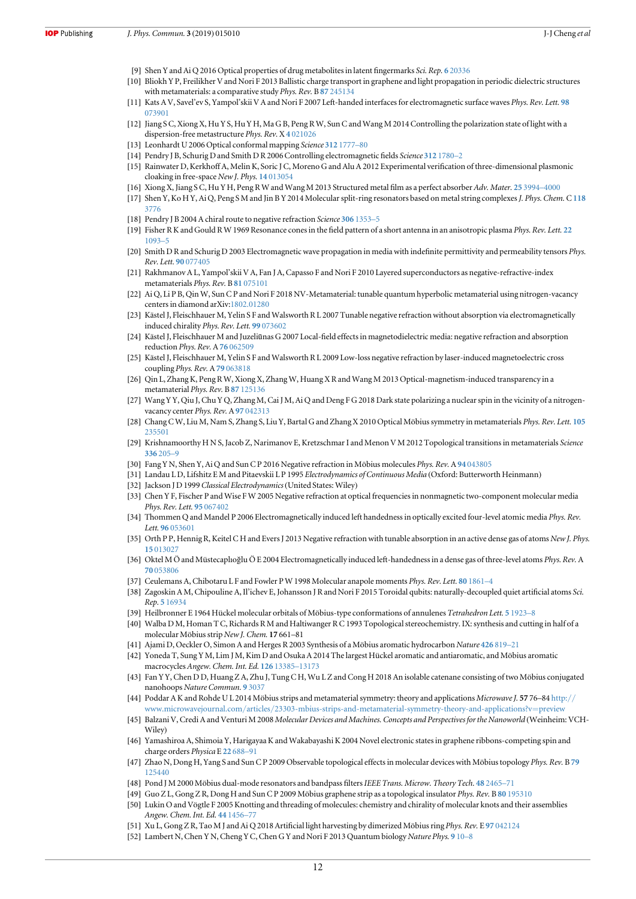[9] Shen Y and Ai Q 2016 Optical properties of drug metabolites in latent fingermarks *Sci. Rep.* **6** 20336

[10] Bliokh Y P, Freilikher V and Nori F 2013 Ballistic charge transport in graphene and light propagation in periodic dielectric structures with metamaterials: a comparative study *Phys. Rev.* B **87** 245134

[11] Kats A V, Savel'ev S, Yampol'skii V A and Nori F 2007 Left-handed interfaces for electromagnetic surface waves *Phys. Rev. Lett.* **98** 073901

[12] Jiang S C, Xiong X, Hu Y S, Hu Y H, Ma G B, Peng R W, Sun C and Wang M 2014 Controlling the polarization state of light with a dispersion-free metastructure *Phys. Rev.* X **4** 021026

[13] Leonhardt U 2006 Optical conformal mapping *Science* **312** 1777–80

[14] Pendry J B, Schurig D and Smith D R 2006 Controlling electromagnetic fields *Science* **312** 1780–2

[15] Rainwater D, Kerkhoff A, Melin K, Soric J C, Moreno G and Alu A 2012 Experimental verification of three-dimensional plasmonic cloaking in free-space *New J. Phys.* **14** 013054

[16] Xiong X, Jiang S C, Hu Y H, Peng R W and Wang M 2013 Structured metal film as a perfect absorber *Adv. Mater.* **25** 3994–4000

[17] Shen Y, Ko H Y, Ai Q, Peng S M and Jin B Y 2014 Molecular split-ring resonators based on metal string complexes *J. Phys. Chem.* C **118** 3776

[18] Pendry J B 2004 A chiral route to negative refraction *Science* **306** 1353–5

[19] Fisher R K and Gould R W 1969 Resonance cones in the field pattern of a short antenna in an anisotropic plasma *Phys. Rev. Lett.* **22** 1093–5

[20] Smith D R and Schurig D 2003 Electromagnetic wave propagation in media with indefinite permittivity and permeability tensors *Phys. Rev. Lett.* **90** 077405

[21] Rakhmanov A L, Yampol'skii V A, Fan J A, Capasso F and Nori F 2010 Layered superconductors as negative-refractive-index metamaterials *Phys. Rev.* B **81** 075101

[22] Ai Q, Li P B, Qin W, Sun C P and Nori F 2018 NV-Metamaterial: tunable quantum hyperbolic metamaterial using nitrogen-vacancy centers in diamond arXiv:1802.01280

[23] Kästel J, Fleischhauer M, Yelin S F and Walsworth R L 2007 Tunable negative refraction without absorption via electromagnetically induced chirality *Phys. Rev. Lett.* **99** 073602

[24] Kästel J, Fleischhauer M and Juzeliūnas G 2007 Local-field effects in magnetodielectric media: negative refraction and absorption reduction *Phys. Rev.* A **76** 062509

[25] Kästel J, Fleischhauer M, Yelin S F and Walsworth R L 2009 Low-loss negative refraction by laser-induced magnetoelectric cross coupling *Phys. Rev.* A **79** 063818

[26] Qin L, Zhang K, Peng R W, Xiong X, Zhang W, Huang X R and Wang M 2013 Optical-magnetism-induced transparency in a metamaterial *Phys. Rev.* B **87** 125136

[27] Wang Y Y, Qiu J, Chu Y Q, Zhang M, Cai J M, Ai Q and Deng F G 2018 Dark state polarizing a nuclear spin in the vicinity of a nitrogen-vacancy center *Phys. Rev.* A **97** 042313

[28] Chang C W, Liu M, Nam S, Zhang S, Liu Y, Bartal G and Zhang X 2010 Optical Möbius symmetry in metamaterials *Phys. Rev. Lett.* **105** 235501

[29] Krishnamoorthy H N S, Jacob Z, Narimanov E, Kretzschmar I and Menon V M 2012 Topological transitions in metamaterials *Science* **336** 205–9

[30] Fang Y N, Shen Y, Ai Q and Sun C P 2016 Negative refraction in Möbius molecules *Phys. Rev.* A **94** 043805

[31] Landau L D, Lifshitz E M and Pitaevskii L P 1995 *Electrodynamics of Continuous Media* (Oxford: Butterworth Heinmann)

[32] Jackson J D 1999 *Classical Electrodynamics* (United States: Wiley)

[33] Chen Y F, Fischer P and Wise F W 2005 Negative refraction at optical frequencies in nonmagnetic two-component molecular media *Phys. Rev. Lett.* **95** 067402

[34] Thommen Q and Mandel P 2006 Electromagnetically induced left handedness in optically excited four-level atomic media *Phys. Rev. Lett.* **96** 053601

[35] Orth P P, Hennig R, Keitel C H and Evers J 2013 Negative refraction with tunable absorption in an active dense gas of atoms *New J. Phys.* **15** 013027

[36] Oktel M Ö and Müstecaplıoğlu Ö E 2004 Electromagnetically induced left-handedness in a dense gas of three-level atoms *Phys. Rev.* A **70** 053806

[37] Ceulemans A, Chibotaru L F and Fowler P W 1998 Molecular anapole moments *Phys. Rev. Lett.* **80** 1861–4

[38] Zagoskin A M, Chipouline A, Il'ichev E, Johansson J R and Nori F 2015 Toroidal qubits: naturally-decoupled quiet artificial atoms *Sci. Rep.* **5** 16934

[39] Heilbronner E 1964 Hückel molecular orbitals of Möbius-type conformations of annulenes *Tetrahedron Lett.* **5** 1923–8

[40] Walba D M, Homan T C, Richards R M and Haltiwanger R C 1993 Topological stereochemistry. IX: synthesis and cutting in half of a molecular Möbius strip *New J. Chem.* **17** 661–81

[41] Ajami D, Oeckler O, Simon A and Herges R 2003 Synthesis of a Möbius aromatic hydrocarbon *Nature* **426** 819–21

[42] Yoneda T, Sung Y M, Lim J M, Kim D and Osuka A 2014 The largest Hückel aromatic and antiaromatic, and Möbius aromatic macrocycles *Angew. Chem. Int. Ed.* **126** 13385–13173

[43] Fan Y Y, Chen D D, Huang Z A, Zhu J, Tung C H, Wu L Z and Cong H 2018 An isolable catenane consisting of two Möbius conjugated nanohoops *Nature Commun.* **9** 3037

[44] Poddar A K and Rohde U L 2014 Möbius strips and metamaterial symmetry: theory and applications *Microwave J.* **57** 76–84 http://www.microwavejournal.com/articles/23303-mbius-strips-and-metamaterial-symmetry-theory-and-applications?v=preview

[45] Balzani V, Credi A and Venturi M 2008 *Molecular Devices and Machines. Concepts and Perspectives for the Nanoworld* (Weinheim: VCH-Wiley)

[46] Yamashiroa A, Shimoia Y, Harigayaa K and Wakabayashi K 2004 Novel electronic states in graphene ribbons-competing spin and charge orders *Physica* E **22** 688–91

[47] Zhao N, Dong H, Yang S and Sun C P 2009 Observable topological effects in molecular devices with Möbius topology *Phys. Rev.* B **79** 125440

[48] Pond J M 2000 Möbius dual-mode resonators and bandpass filters *IEEE Trans. Microw. Theory Tech.* **48** 2465–71

[49] Guo Z L, Gong Z R, Dong H and Sun C P 2009 Möbius graphene strip as a topological insulator *Phys. Rev.* B **80** 195310

[50] Lukin O and Vögtle F 2005 Knotting and threading of molecules: chemistry and chirality of molecular knots and their assemblies *Angew. Chem. Int. Ed.* **44** 1456–77

[51] Xu L, Gong Z R, Tao M J and Ai Q 2018 Artificial light harvesting by dimerized Möbius ring *Phys. Rev.* E **97** 042124

[52] Lambert N, Chen Y N, Cheng Y C, Chen G Y and Nori F 2013 Quantum biology *Nature Phys.* **9** 10–8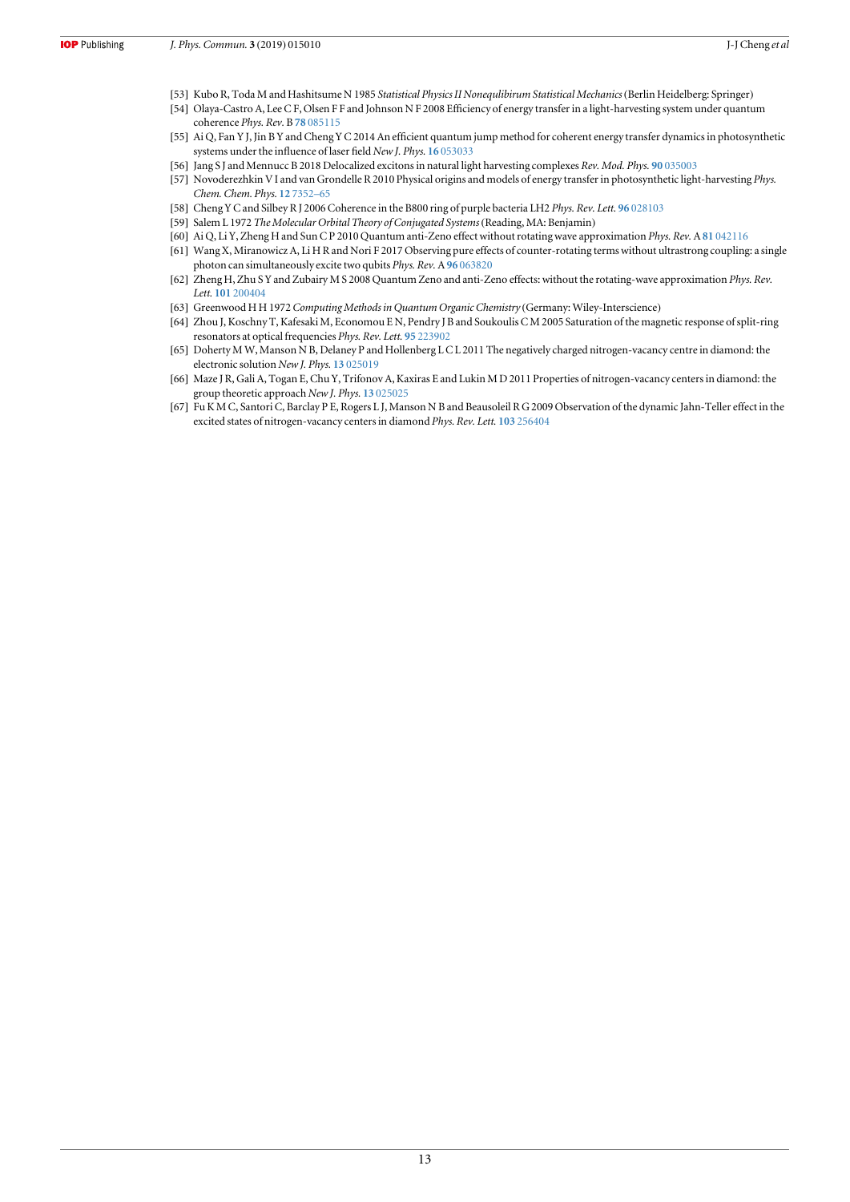[53] Kubo R, Toda M and Hashitsume N 1985 *Statistical Physics II Nonequlibirum Statistical Mechanics* (Berlin Heidelberg: Springer)

[54] Olaya-Castro A, Lee C F, Olsen F F and Johnson N F 2008 Efficiency of energy transfer in a light-harvesting system under quantum coherence *Phys. Rev.* B **78** 085115

[55] Ai Q, Fan Y J, Jin B Y and Cheng Y C 2014 An efficient quantum jump method for coherent energy transfer dynamics in photosynthetic systems under the influence of laser field *New J. Phys.* **16** 053033

[56] Jang S J and Mennucc B 2018 Delocalized excitons in natural light harvesting complexes *Rev. Mod. Phys.* **90** 035003

[57] Novoderezhkin V I and van Grondelle R 2010 Physical origins and models of energy transfer in photosynthetic light-harvesting *Phys. Chem. Chem. Phys.* **12** 7352–65

[58] Cheng Y C and Silbey R J 2006 Coherence in the B800 ring of purple bacteria LH2 *Phys. Rev. Lett.* **96** 028103

[59] Salem L 1972 *The Molecular Orbital Theory of Conjugated Systems* (Reading, MA: Benjamin)

[60] Ai Q, Li Y, Zheng H and Sun C P 2010 Quantum anti-Zeno effect without rotating wave approximation *Phys. Rev.* A **81** 042116

[61] Wang X, Miranowicz A, Li H R and Nori F 2017 Observing pure effects of counter-rotating terms without ultrastrong coupling: a single photon can simultaneously excite two qubits *Phys. Rev.* A **96** 063820

[62] Zheng H, Zhu S Y and Zubairy M S 2008 Quantum Zeno and anti-Zeno effects: without the rotating-wave approximation *Phys. Rev. Lett.* **101** 200404

[63] Greenwood H H 1972 *Computing Methods in Quantum Organic Chemistry* (Germany: Wiley-Interscience)

[64] Zhou J, Koschny T, Kafesaki M, Economou E N, Pendry J B and Soukoulis C M 2005 Saturation of the magnetic response of split-ring resonators at optical frequencies *Phys. Rev. Lett.* **95** 223902

[65] Doherty M W, Manson N B, Delaney P and Hollenberg L C L 2011 The negatively charged nitrogen-vacancy centre in diamond: the electronic solution *New J. Phys.* **13** 025019

[66] Maze J R, Gali A, Togan E, Chu Y, Trifonov A, Kaxiras E and Lukin M D 2011 Properties of nitrogen-vacancy centers in diamond: the group theoretic approach *New J. Phys.* **13** 025025

[67] Fu K M C, Santori C, Barclay P E, Rogers L J, Manson N B and Beausoleil R G 2009 Observation of the dynamic Jahn-Teller effect in the excited states of nitrogen-vacancy centers in diamond *Phys. Rev. Lett.* **103** 256404